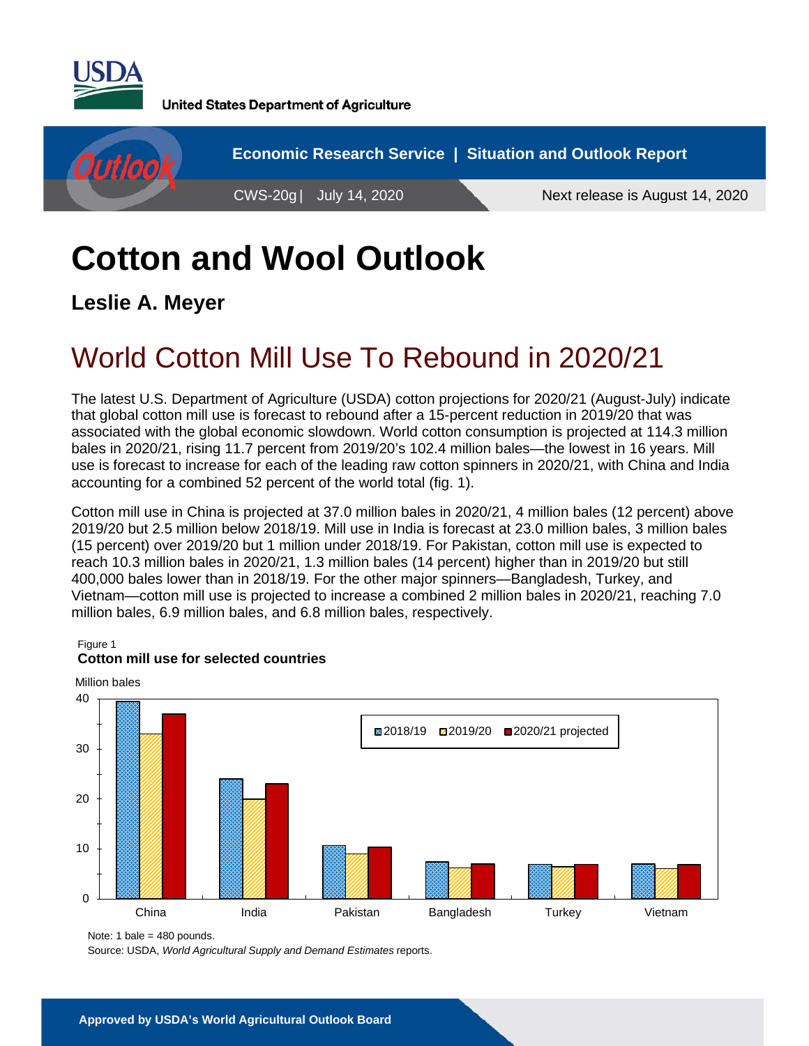United States Department of Agriculture

Economic Research Service | Situation and Outlook Report

CWS-20g | July 14, 2020 Next release is August 14, 2020

# Cotton and Wool Outlook

**Leslie A. Meyer**

## World Cotton Mill Use To Rebound in 2020/21

The latest U.S. Department of Agriculture (USDA) cotton projections for 2020/21 (August-July) indicate that global cotton mill use is forecast to rebound after a 15-percent reduction in 2019/20 that was associated with the global economic slowdown. World cotton consumption is projected at 114.3 million bales in 2020/21, rising 11.7 percent from 2019/20's 102.4 million bales—the lowest in 16 years. Mill use is forecast to increase for each of the leading raw cotton spinners in 2020/21, with China and India accounting for a combined 52 percent of the world total (fig. 1).

Cotton mill use in China is projected at 37.0 million bales in 2020/21, 4 million bales (12 percent) above 2019/20 but 2.5 million below 2018/19. Mill use in India is forecast at 23.0 million bales, 3 million bales (15 percent) over 2019/20 but 1 million under 2018/19. For Pakistan, cotton mill use is expected to reach 10.3 million bales in 2020/21, 1.3 million bales (14 percent) higher than in 2019/20 but still 400,000 bales lower than in 2018/19. For the other major spinners—Bangladesh, Turkey, and Vietnam—cotton mill use is projected to increase a combined 2 million bales in 2020/21, reaching 7.0 million bales, 6.9 million bales, and 6.8 million bales, respectively.

Figure 1
**Cotton mill use for selected countries**

Million bales

Legend: 2018/19, 2019/20, 2020/21 projected

Countries: China, India, Pakistan, Bangladesh, Turkey, Vietnam

Note: 1 bale = 480 pounds.
Source: USDA, *World Agricultural Supply and Demand Estimates* reports.

**Approved by USDA's World Agricultural Outlook Board**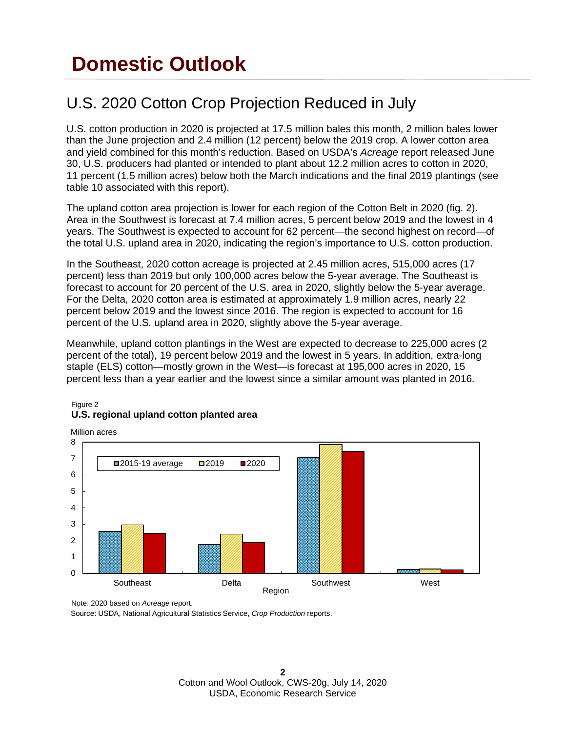# Domestic Outlook

## U.S. 2020 Cotton Crop Projection Reduced in July

U.S. cotton production in 2020 is projected at 17.5 million bales this month, 2 million bales lower than the June projection and 2.4 million (12 percent) below the 2019 crop. A lower cotton area and yield combined for this month's reduction. Based on USDA's *Acreage* report released June 30, U.S. producers had planted or intended to plant about 12.2 million acres to cotton in 2020, 11 percent (1.5 million acres) below both the March indications and the final 2019 plantings (see table 10 associated with this report).

The upland cotton area projection is lower for each region of the Cotton Belt in 2020 (fig. 2). Area in the Southwest is forecast at 7.4 million acres, 5 percent below 2019 and the lowest in 4 years. The Southwest is expected to account for 62 percent—the second highest on record—of the total U.S. upland area in 2020, indicating the region's importance to U.S. cotton production.

In the Southeast, 2020 cotton acreage is projected at 2.45 million acres, 515,000 acres (17 percent) less than 2019 but only 100,000 acres below the 5-year average. The Southeast is forecast to account for 20 percent of the U.S. area in 2020, slightly below the 5-year average. For the Delta, 2020 cotton area is estimated at approximately 1.9 million acres, nearly 22 percent below 2019 and the lowest since 2016. The region is expected to account for 16 percent of the U.S. upland area in 2020, slightly above the 5-year average.

Meanwhile, upland cotton plantings in the West are expected to decrease to 225,000 acres (2 percent of the total), 19 percent below 2019 and the lowest in 5 years. In addition, extra-long staple (ELS) cotton—mostly grown in the West—is forecast at 195,000 acres in 2020, 15 percent less than a year earlier and the lowest since a similar amount was planted in 2016.

Figure 2
**U.S. regional upland cotton planted area**

Note: 2020 based on *Acreage* report.
Source: USDA, National Agricultural Statistics Service, *Crop Production* reports.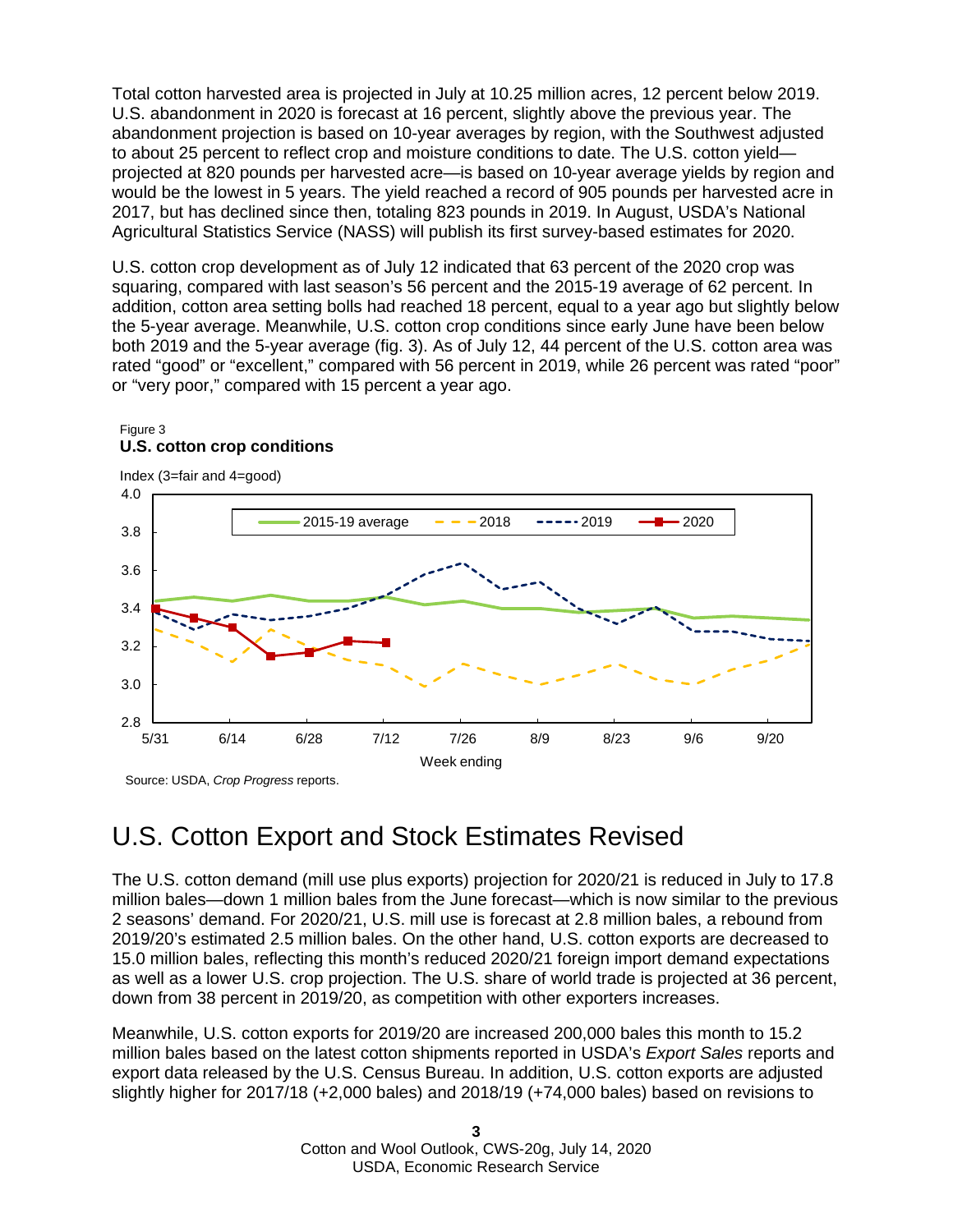Total cotton harvested area is projected in July at 10.25 million acres, 12 percent below 2019. U.S. abandonment in 2020 is forecast at 16 percent, slightly above the previous year. The abandonment projection is based on 10-year averages by region, with the Southwest adjusted to about 25 percent to reflect crop and moisture conditions to date. The U.S. cotton yield—projected at 820 pounds per harvested acre—is based on 10-year average yields by region and would be the lowest in 5 years. The yield reached a record of 905 pounds per harvested acre in 2017, but has declined since then, totaling 823 pounds in 2019. In August, USDA's National Agricultural Statistics Service (NASS) will publish its first survey-based estimates for 2020.

U.S. cotton crop development as of July 12 indicated that 63 percent of the 2020 crop was squaring, compared with last season's 56 percent and the 2015-19 average of 62 percent. In addition, cotton area setting bolls had reached 18 percent, equal to a year ago but slightly below the 5-year average. Meanwhile, U.S. cotton crop conditions since early June have been below both 2019 and the 5-year average (fig. 3). As of July 12, 44 percent of the U.S. cotton area was rated "good" or "excellent," compared with 56 percent in 2019, while 26 percent was rated "poor" or "very poor," compared with 15 percent a year ago.

Figure 3
**U.S. cotton crop conditions**

Index (3=fair and 4=good)

Legend: 2015-19 average, 2018, 2019, 2020

Week ending: 5/31, 6/14, 6/28, 7/12, 7/26, 8/9, 8/23, 9/6, 9/20

Source: USDA, *Crop Progress* reports.

# U.S. Cotton Export and Stock Estimates Revised

The U.S. cotton demand (mill use plus exports) projection for 2020/21 is reduced in July to 17.8 million bales—down 1 million bales from the June forecast—which is now similar to the previous 2 seasons' demand. For 2020/21, U.S. mill use is forecast at 2.8 million bales, a rebound from 2019/20's estimated 2.5 million bales. On the other hand, U.S. cotton exports are decreased to 15.0 million bales, reflecting this month's reduced 2020/21 foreign import demand expectations as well as a lower U.S. crop projection. The U.S. share of world trade is projected at 36 percent, down from 38 percent in 2019/20, as competition with other exporters increases.

Meanwhile, U.S. cotton exports for 2019/20 are increased 200,000 bales this month to 15.2 million bales based on the latest cotton shipments reported in USDA's *Export Sales* reports and export data released by the U.S. Census Bureau. In addition, U.S. cotton exports are adjusted slightly higher for 2017/18 (+2,000 bales) and 2018/19 (+74,000 bales) based on revisions to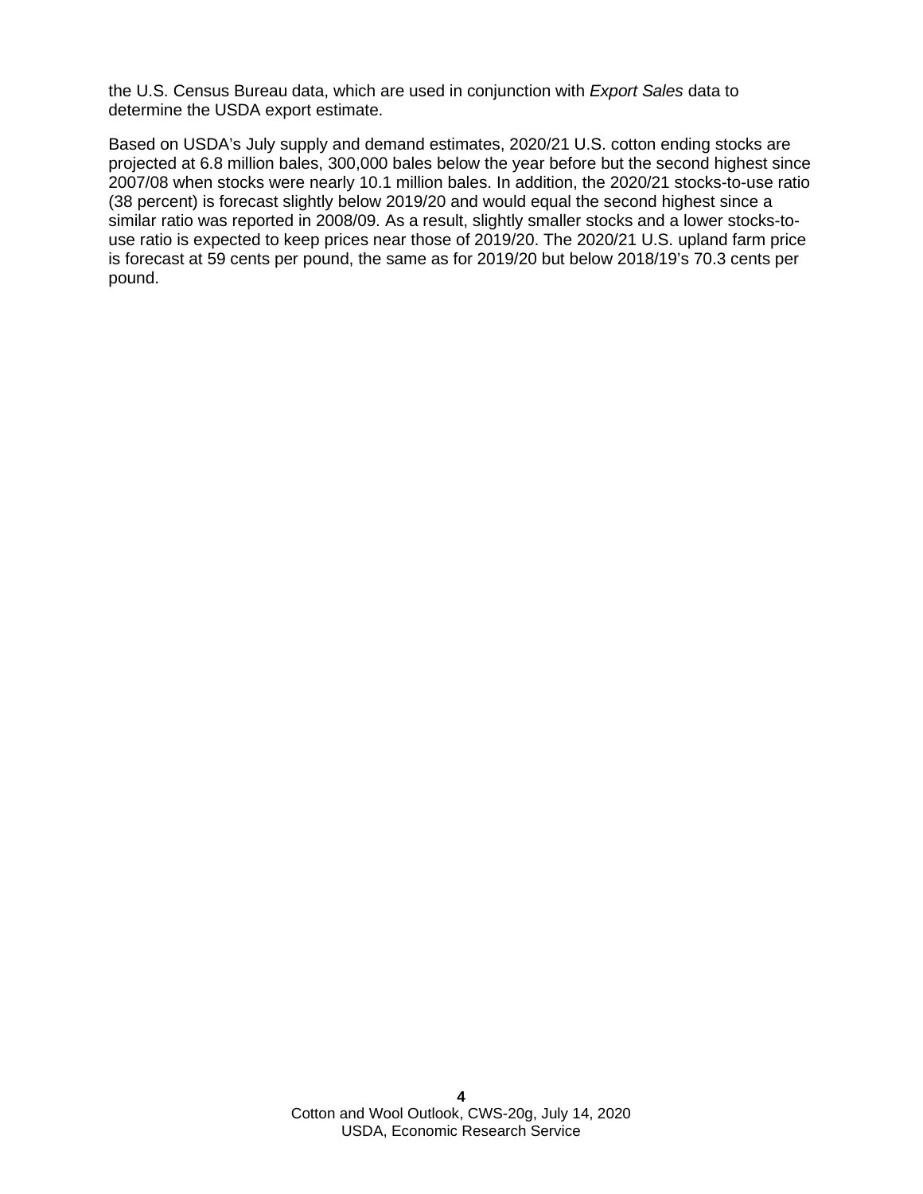the U.S. Census Bureau data, which are used in conjunction with *Export Sales* data to determine the USDA export estimate.

Based on USDA's July supply and demand estimates, 2020/21 U.S. cotton ending stocks are projected at 6.8 million bales, 300,000 bales below the year before but the second highest since 2007/08 when stocks were nearly 10.1 million bales. In addition, the 2020/21 stocks-to-use ratio (38 percent) is forecast slightly below 2019/20 and would equal the second highest since a similar ratio was reported in 2008/09. As a result, slightly smaller stocks and a lower stocks-to-use ratio is expected to keep prices near those of 2019/20. The 2020/21 U.S. upland farm price is forecast at 59 cents per pound, the same as for 2019/20 but below 2018/19's 70.3 cents per pound.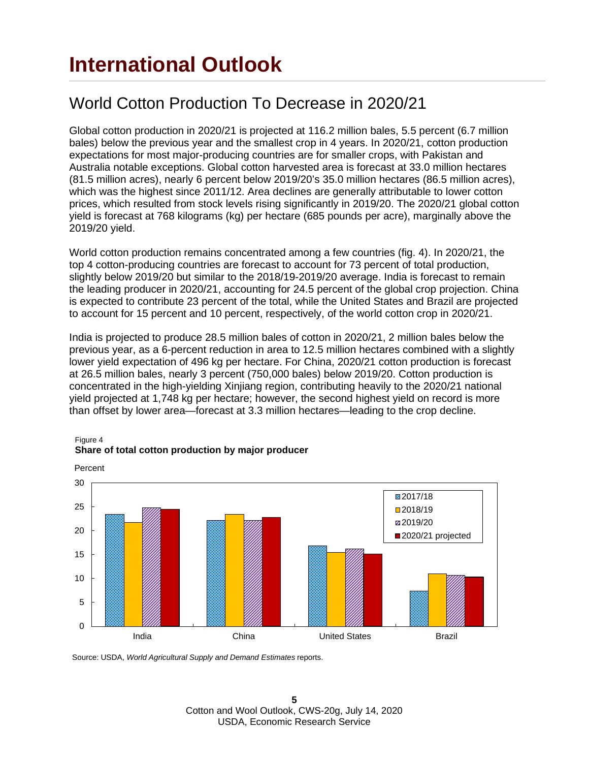# International Outlook

## World Cotton Production To Decrease in 2020/21

Global cotton production in 2020/21 is projected at 116.2 million bales, 5.5 percent (6.7 million bales) below the previous year and the smallest crop in 4 years. In 2020/21, cotton production expectations for most major-producing countries are for smaller crops, with Pakistan and Australia notable exceptions. Global cotton harvested area is forecast at 33.0 million hectares (81.5 million acres), nearly 6 percent below 2019/20's 35.0 million hectares (86.5 million acres), which was the highest since 2011/12. Area declines are generally attributable to lower cotton prices, which resulted from stock levels rising significantly in 2019/20. The 2020/21 global cotton yield is forecast at 768 kilograms (kg) per hectare (685 pounds per acre), marginally above the 2019/20 yield.

World cotton production remains concentrated among a few countries (fig. 4). In 2020/21, the top 4 cotton-producing countries are forecast to account for 73 percent of total production, slightly below 2019/20 but similar to the 2018/19-2019/20 average. India is forecast to remain the leading producer in 2020/21, accounting for 24.5 percent of the global crop projection. China is expected to contribute 23 percent of the total, while the United States and Brazil are projected to account for 15 percent and 10 percent, respectively, of the world cotton crop in 2020/21.

India is projected to produce 28.5 million bales of cotton in 2020/21, 2 million bales below the previous year, as a 6-percent reduction in area to 12.5 million hectares combined with a slightly lower yield expectation of 496 kg per hectare. For China, 2020/21 cotton production is forecast at 26.5 million bales, nearly 3 percent (750,000 bales) below 2019/20. Cotton production is concentrated in the high-yielding Xinjiang region, contributing heavily to the 2020/21 national yield projected at 1,748 kg per hectare; however, the second highest yield on record is more than offset by lower area—forecast at 3.3 million hectares—leading to the crop decline.

Figure 4

**Share of total cotton production by major producer**

Percent

| | 2017/18 | 2018/19 | 2019/20 | 2020/21 projected |
|---|---|---|---|---|
| India | 23.4 | 21.7 | 24.8 | 24.5 |
| China | 22.1 | 23.4 | 22.1 | 22.8 |
| United States | 16.8 | 15.5 | 16.2 | 15.1 |
| Brazil | 7.4 | 11.0 | 10.7 | 10.3 |

Source: USDA, *World Agricultural Supply and Demand Estimates* reports.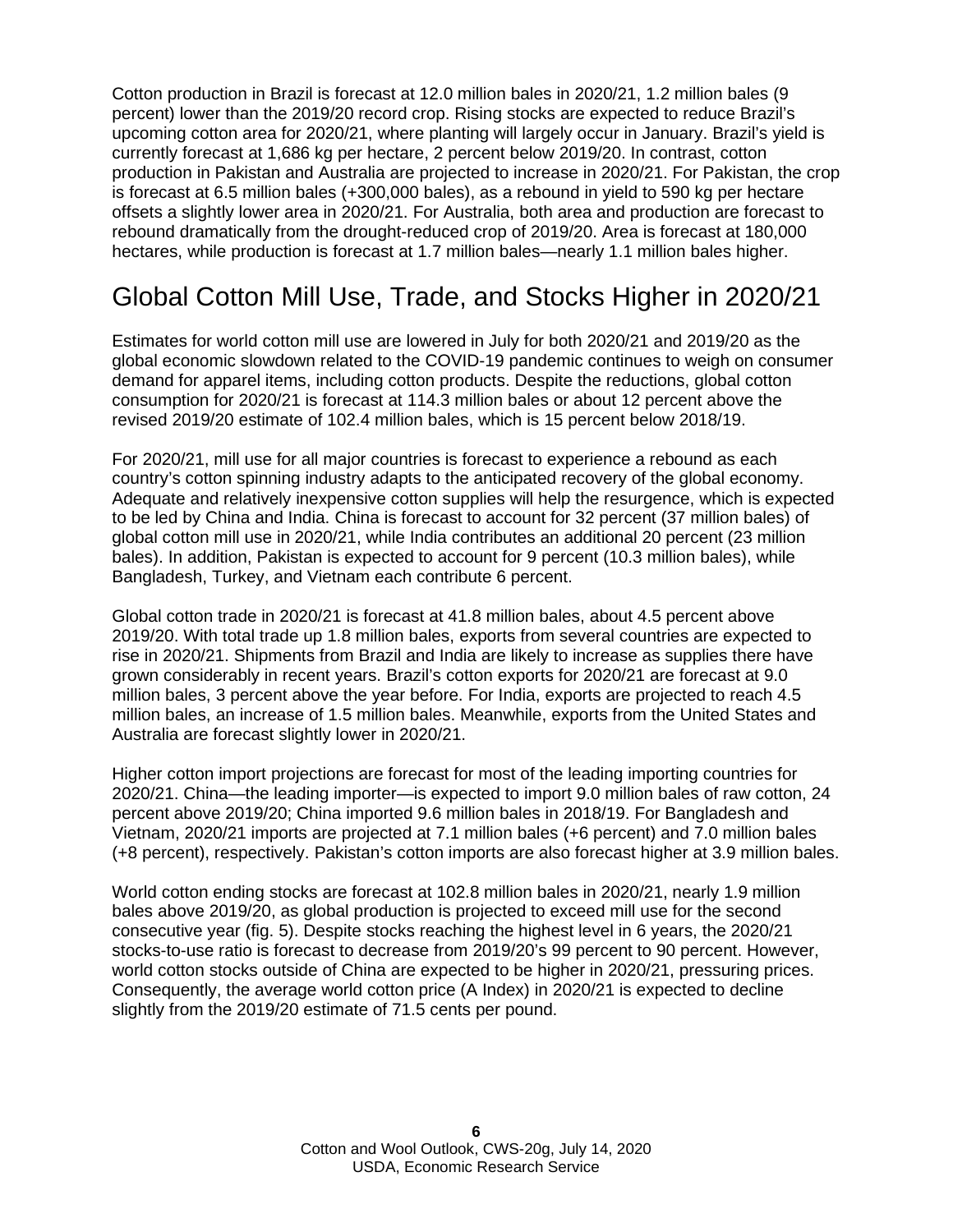Cotton production in Brazil is forecast at 12.0 million bales in 2020/21, 1.2 million bales (9 percent) lower than the 2019/20 record crop. Rising stocks are expected to reduce Brazil's upcoming cotton area for 2020/21, where planting will largely occur in January. Brazil's yield is currently forecast at 1,686 kg per hectare, 2 percent below 2019/20. In contrast, cotton production in Pakistan and Australia are projected to increase in 2020/21. For Pakistan, the crop is forecast at 6.5 million bales (+300,000 bales), as a rebound in yield to 590 kg per hectare offsets a slightly lower area in 2020/21. For Australia, both area and production are forecast to rebound dramatically from the drought-reduced crop of 2019/20. Area is forecast at 180,000 hectares, while production is forecast at 1.7 million bales—nearly 1.1 million bales higher.

## Global Cotton Mill Use, Trade, and Stocks Higher in 2020/21

Estimates for world cotton mill use are lowered in July for both 2020/21 and 2019/20 as the global economic slowdown related to the COVID-19 pandemic continues to weigh on consumer demand for apparel items, including cotton products. Despite the reductions, global cotton consumption for 2020/21 is forecast at 114.3 million bales or about 12 percent above the revised 2019/20 estimate of 102.4 million bales, which is 15 percent below 2018/19.

For 2020/21, mill use for all major countries is forecast to experience a rebound as each country's cotton spinning industry adapts to the anticipated recovery of the global economy. Adequate and relatively inexpensive cotton supplies will help the resurgence, which is expected to be led by China and India. China is forecast to account for 32 percent (37 million bales) of global cotton mill use in 2020/21, while India contributes an additional 20 percent (23 million bales). In addition, Pakistan is expected to account for 9 percent (10.3 million bales), while Bangladesh, Turkey, and Vietnam each contribute 6 percent.

Global cotton trade in 2020/21 is forecast at 41.8 million bales, about 4.5 percent above 2019/20. With total trade up 1.8 million bales, exports from several countries are expected to rise in 2020/21. Shipments from Brazil and India are likely to increase as supplies there have grown considerably in recent years. Brazil's cotton exports for 2020/21 are forecast at 9.0 million bales, 3 percent above the year before. For India, exports are projected to reach 4.5 million bales, an increase of 1.5 million bales. Meanwhile, exports from the United States and Australia are forecast slightly lower in 2020/21.

Higher cotton import projections are forecast for most of the leading importing countries for 2020/21. China—the leading importer—is expected to import 9.0 million bales of raw cotton, 24 percent above 2019/20; China imported 9.6 million bales in 2018/19. For Bangladesh and Vietnam, 2020/21 imports are projected at 7.1 million bales (+6 percent) and 7.0 million bales (+8 percent), respectively. Pakistan's cotton imports are also forecast higher at 3.9 million bales.

World cotton ending stocks are forecast at 102.8 million bales in 2020/21, nearly 1.9 million bales above 2019/20, as global production is projected to exceed mill use for the second consecutive year (fig. 5). Despite stocks reaching the highest level in 6 years, the 2020/21 stocks-to-use ratio is forecast to decrease from 2019/20's 99 percent to 90 percent. However, world cotton stocks outside of China are expected to be higher in 2020/21, pressuring prices. Consequently, the average world cotton price (A Index) in 2020/21 is expected to decline slightly from the 2019/20 estimate of 71.5 cents per pound.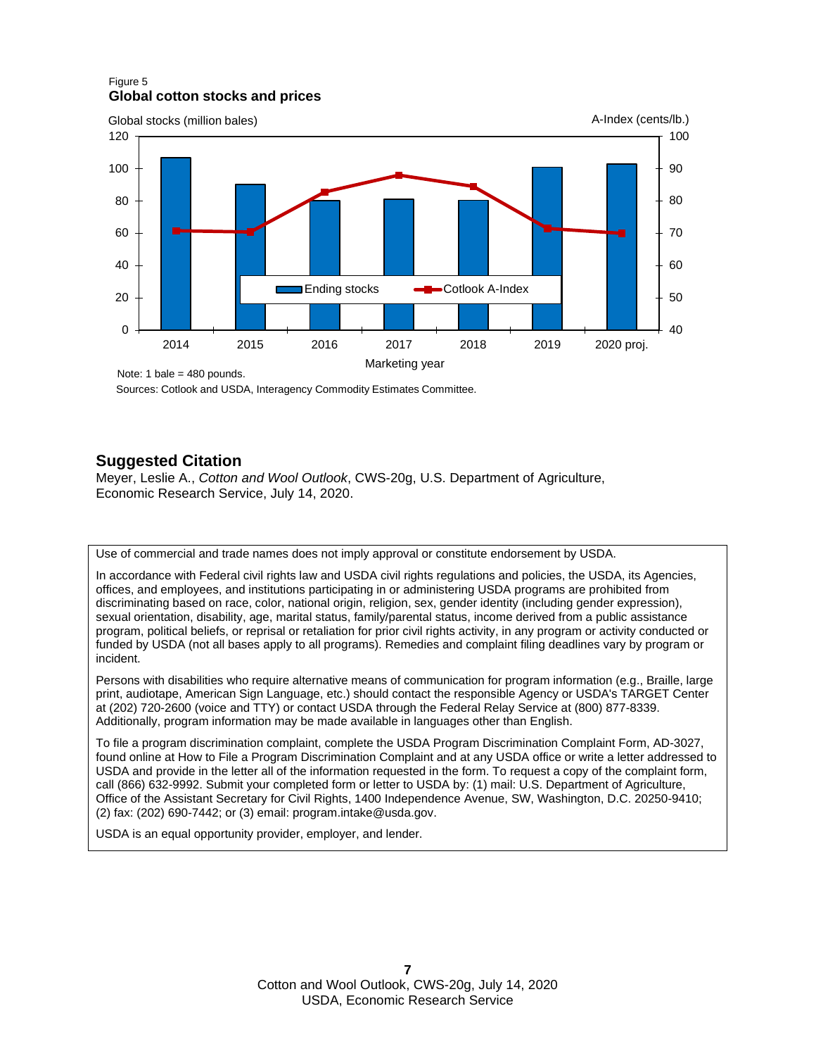Figure 5
**Global cotton stocks and prices**

Global stocks (million bales)

A-Index (cents/lb.)

120
100
80
60
40
20
0

100
90
80
70
60
50
40

Ending stocks
Cotlook A-Index

2014
2015
2016
2017
2018
2019
2020 proj.

Marketing year

Note: 1 bale = 480 pounds.

Sources: Cotlook and USDA, Interagency Commodity Estimates Committee.

## Suggested Citation

Meyer, Leslie A., *Cotton and Wool Outlook*, CWS-20g, U.S. Department of Agriculture, Economic Research Service, July 14, 2020.

Use of commercial and trade names does not imply approval or constitute endorsement by USDA.

In accordance with Federal civil rights law and USDA civil rights regulations and policies, the USDA, its Agencies, offices, and employees, and institutions participating in or administering USDA programs are prohibited from discriminating based on race, color, national origin, religion, sex, gender identity (including gender expression), sexual orientation, disability, age, marital status, family/parental status, income derived from a public assistance program, political beliefs, or reprisal or retaliation for prior civil rights activity, in any program or activity conducted or funded by USDA (not all bases apply to all programs). Remedies and complaint filing deadlines vary by program or incident.

Persons with disabilities who require alternative means of communication for program information (e.g., Braille, large print, audiotape, American Sign Language, etc.) should contact the responsible Agency or USDA's TARGET Center at (202) 720-2600 (voice and TTY) or contact USDA through the Federal Relay Service at (800) 877-8339. Additionally, program information may be made available in languages other than English.

To file a program discrimination complaint, complete the USDA Program Discrimination Complaint Form, AD-3027, found online at How to File a Program Discrimination Complaint and at any USDA office or write a letter addressed to USDA and provide in the letter all of the information requested in the form. To request a copy of the complaint form, call (866) 632-9992. Submit your completed form or letter to USDA by: (1) mail: U.S. Department of Agriculture, Office of the Assistant Secretary for Civil Rights, 1400 Independence Avenue, SW, Washington, D.C. 20250-9410; (2) fax: (202) 690-7442; or (3) email: program.intake@usda.gov.

USDA is an equal opportunity provider, employer, and lender.